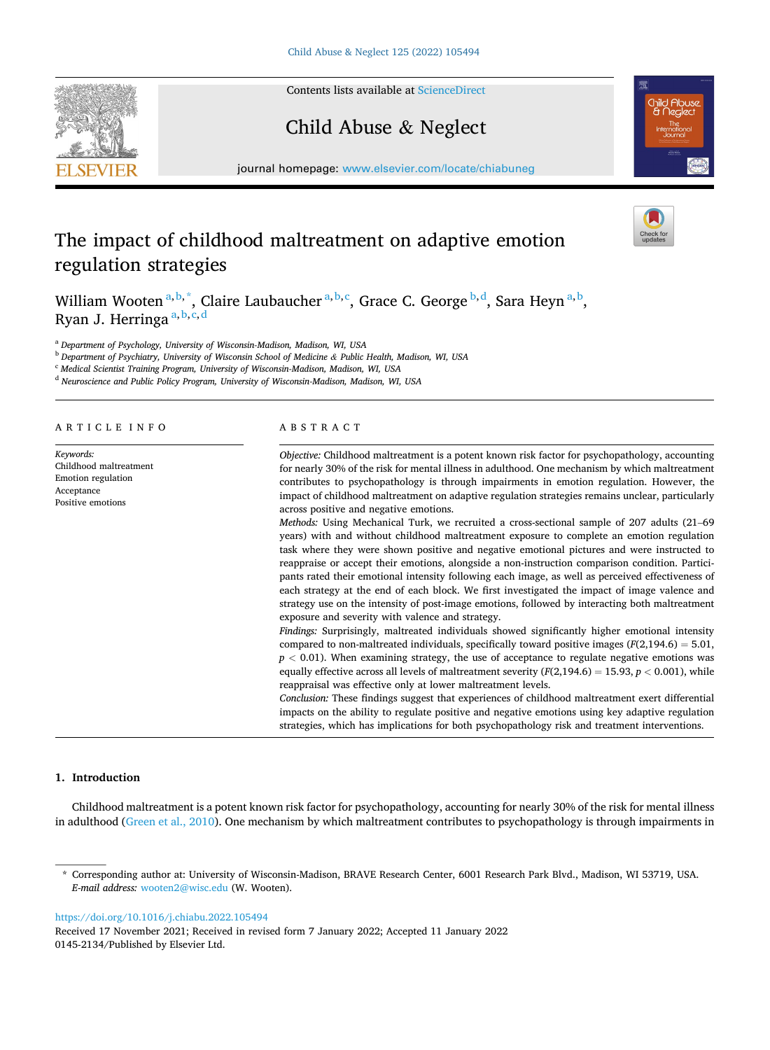# The impact of childhood maltreatment on adaptive emotion regulation strategies

William Wooten [a,b,*], Claire Laubaucher [a,b,c], Grace C. George [b,d], Sara Heyn [a,b], Ryan J. Herringa [a,b,c,d]

[a] *Department of Psychology, University of Wisconsin-Madison, Madison, WI, USA*
[b] *Department of Psychiatry, University of Wisconsin School of Medicine & Public Health, Madison, WI, USA*
[c] *Medical Scientist Training Program, University of Wisconsin-Madison, Madison, WI, USA*
[d] *Neuroscience and Public Policy Program, University of Wisconsin-Madison, Madison, WI, USA*

## ARTICLE INFO

*Keywords:*
Childhood maltreatment
Emotion regulation
Acceptance
Positive emotions

## ABSTRACT

*Objective:* Childhood maltreatment is a potent known risk factor for psychopathology, accounting for nearly 30% of the risk for mental illness in adulthood. One mechanism by which maltreatment contributes to psychopathology is through impairments in emotion regulation. However, the impact of childhood maltreatment on adaptive regulation strategies remains unclear, particularly across positive and negative emotions.

*Methods:* Using Mechanical Turk, we recruited a cross-sectional sample of 207 adults (21–69 years) with and without childhood maltreatment exposure to complete an emotion regulation task where they were shown positive and negative emotional pictures and were instructed to reappraise or accept their emotions, alongside a non-instruction comparison condition. Participants rated their emotional intensity following each image, as well as perceived effectiveness of each strategy at the end of each block. We first investigated the impact of image valence and strategy use on the intensity of post-image emotions, followed by interacting both maltreatment exposure and severity with valence and strategy.

*Findings:* Surprisingly, maltreated individuals showed significantly higher emotional intensity compared to non-maltreated individuals, specifically toward positive images ($F(2,194.6) = 5.01$, $p < 0.01$). When examining strategy, the use of acceptance to regulate negative emotions was equally effective across all levels of maltreatment severity ($F(2,194.6) = 15.93$, $p < 0.001$), while reappraisal was effective only at lower maltreatment levels.

*Conclusion:* These findings suggest that experiences of childhood maltreatment exert differential impacts on the ability to regulate positive and negative emotions using key adaptive regulation strategies, which has implications for both psychopathology risk and treatment interventions.

## 1. Introduction

Childhood maltreatment is a potent known risk factor for psychopathology, accounting for nearly 30% of the risk for mental illness in adulthood (Green et al., 2010). One mechanism by which maltreatment contributes to psychopathology is through impairments in

---

\* Corresponding author at: University of Wisconsin-Madison, BRAVE Research Center, 6001 Research Park Blvd., Madison, WI 53719, USA.
*E-mail address:* wooten2@wisc.edu (W. Wooten).

https://doi.org/10.1016/j.chiabu.2022.105494
Received 17 November 2021; Received in revised form 7 January 2022; Accepted 11 January 2022
0145-2134/Published by Elsevier Ltd.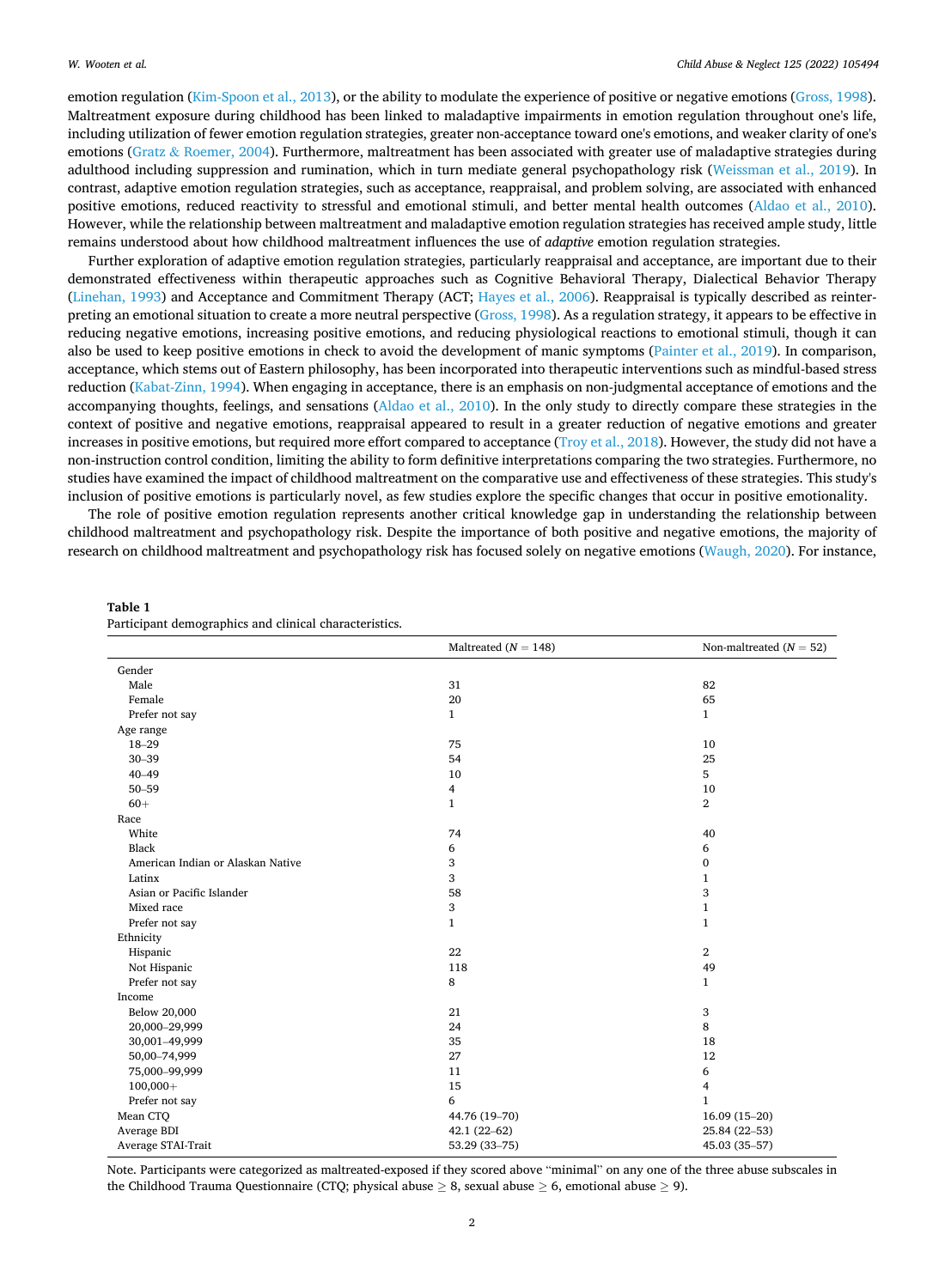emotion regulation (Kim-Spoon et al., 2013), or the ability to modulate the experience of positive or negative emotions (Gross, 1998). Maltreatment exposure during childhood has been linked to maladaptive impairments in emotion regulation throughout one's life, including utilization of fewer emotion regulation strategies, greater non-acceptance toward one's emotions, and weaker clarity of one's emotions (Gratz & Roemer, 2004). Furthermore, maltreatment has been associated with greater use of maladaptive strategies during adulthood including suppression and rumination, which in turn mediate general psychopathology risk (Weissman et al., 2019). In contrast, adaptive emotion regulation strategies, such as acceptance, reappraisal, and problem solving, are associated with enhanced positive emotions, reduced reactivity to stressful and emotional stimuli, and better mental health outcomes (Aldao et al., 2010). However, while the relationship between maltreatment and maladaptive emotion regulation strategies has received ample study, little remains understood about how childhood maltreatment influences the use of *adaptive* emotion regulation strategies.

Further exploration of adaptive emotion regulation strategies, particularly reappraisal and acceptance, are important due to their demonstrated effectiveness within therapeutic approaches such as Cognitive Behavioral Therapy, Dialectical Behavior Therapy (Linehan, 1993) and Acceptance and Commitment Therapy (ACT; Hayes et al., 2006). Reappraisal is typically described as reinterpreting an emotional situation to create a more neutral perspective (Gross, 1998). As a regulation strategy, it appears to be effective in reducing negative emotions, increasing positive emotions, and reducing physiological reactions to emotional stimuli, though it can also be used to keep positive emotions in check to avoid the development of manic symptoms (Painter et al., 2019). In comparison, acceptance, which stems out of Eastern philosophy, has been incorporated into therapeutic interventions such as mindful-based stress reduction (Kabat-Zinn, 1994). When engaging in acceptance, there is an emphasis on non-judgmental acceptance of emotions and the accompanying thoughts, feelings, and sensations (Aldao et al., 2010). In the only study to directly compare these strategies in the context of positive and negative emotions, reappraisal appeared to result in a greater reduction of negative emotions and greater increases in positive emotions, but required more effort compared to acceptance (Troy et al., 2018). However, the study did not have a non-instruction control condition, limiting the ability to form definitive interpretations comparing the two strategies. Furthermore, no studies have examined the impact of childhood maltreatment on the comparative use and effectiveness of these strategies. This study's inclusion of positive emotions is particularly novel, as few studies explore the specific changes that occur in positive emotionality.

The role of positive emotion regulation represents another critical knowledge gap in understanding the relationship between childhood maltreatment and psychopathology risk. Despite the importance of both positive and negative emotions, the majority of research on childhood maltreatment and psychopathology risk has focused solely on negative emotions (Waugh, 2020). For instance,

**Table 1**
Participant demographics and clinical characteristics.

| | Maltreated ($N$ = 148) | Non-maltreated ($N$ = 52) |
|---|---|---|
| Gender | | |
| Male | 31 | 82 |
| Female | 20 | 65 |
| Prefer not say | 1 | 1 |
| Age range | | |
| 18–29 | 75 | 10 |
| 30–39 | 54 | 25 |
| 40–49 | 10 | 5 |
| 50–59 | 4 | 10 |
| 60+ | 1 | 2 |
| Race | | |
| White | 74 | 40 |
| Black | 6 | 6 |
| American Indian or Alaskan Native | 3 | 0 |
| Latinx | 3 | 1 |
| Asian or Pacific Islander | 58 | 3 |
| Mixed race | 3 | 1 |
| Prefer not say | 1 | 1 |
| Ethnicity | | |
| Hispanic | 22 | 2 |
| Not Hispanic | 118 | 49 |
| Prefer not say | 8 | 1 |
| Income | | |
| Below 20,000 | 21 | 3 |
| 20,000–29,999 | 24 | 8 |
| 30,001–49,999 | 35 | 18 |
| 50,00–74,999 | 27 | 12 |
| 75,000–99,999 | 11 | 6 |
| 100,000+ | 15 | 4 |
| Prefer not say | 6 | 1 |
| Mean CTQ | 44.76 (19–70) | 16.09 (15–20) |
| Average BDI | 42.1 (22–62) | 25.84 (22–53) |
| Average STAI-Trait | 53.29 (33–75) | 45.03 (35–57) |

Note. Participants were categorized as maltreated-exposed if they scored above "minimal" on any one of the three abuse subscales in the Childhood Trauma Questionnaire (CTQ; physical abuse ≥ 8, sexual abuse ≥ 6, emotional abuse ≥ 9).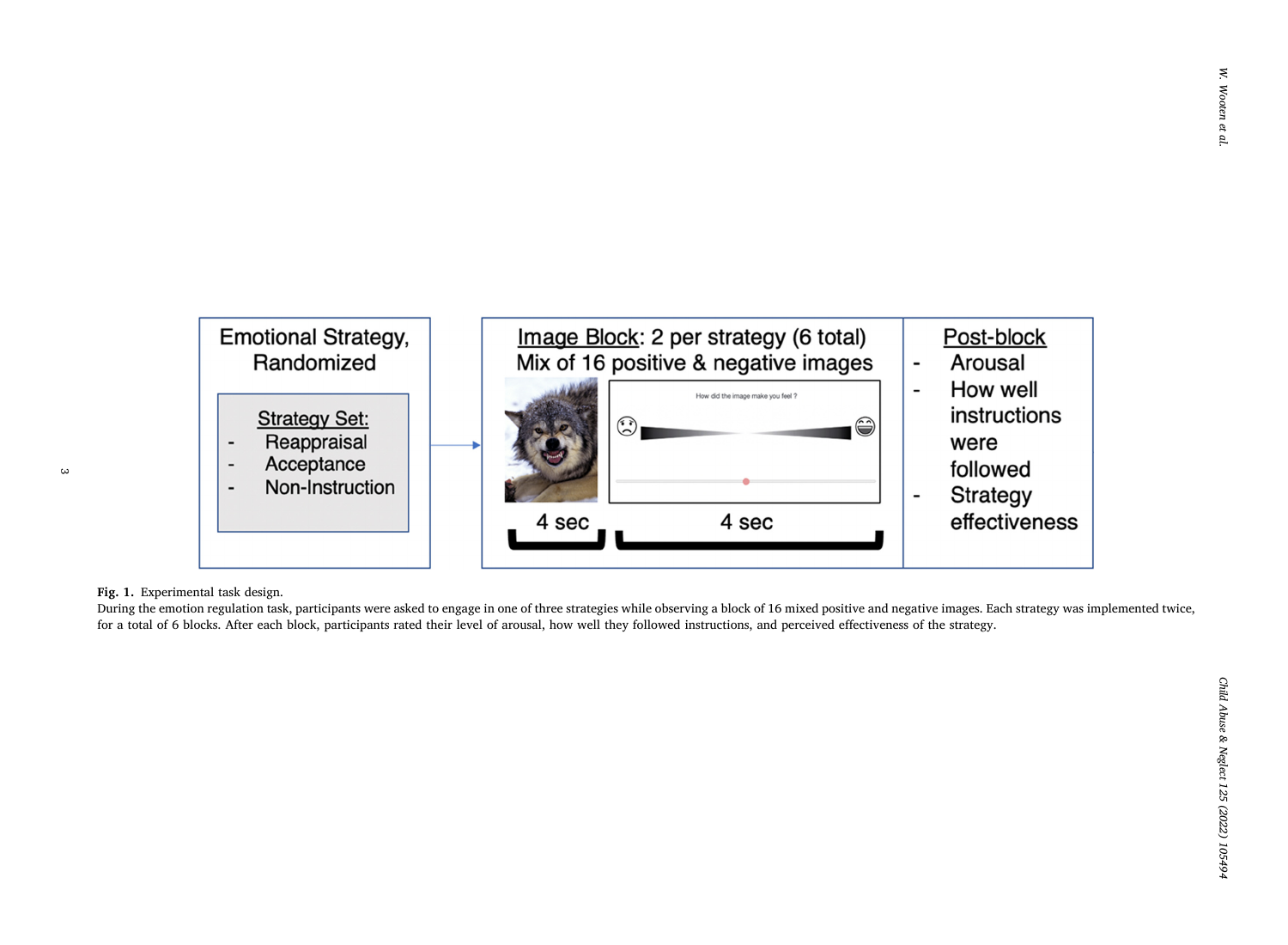**Fig. 1.** Experimental task design.

During the emotion regulation task, participants were asked to engage in one of three strategies while observing a block of 16 mixed positive and negative images. Each strategy was implemented twice, for a total of 6 blocks. After each block, participants rated their level of arousal, how well they followed instructions, and perceived effectiveness of the strategy.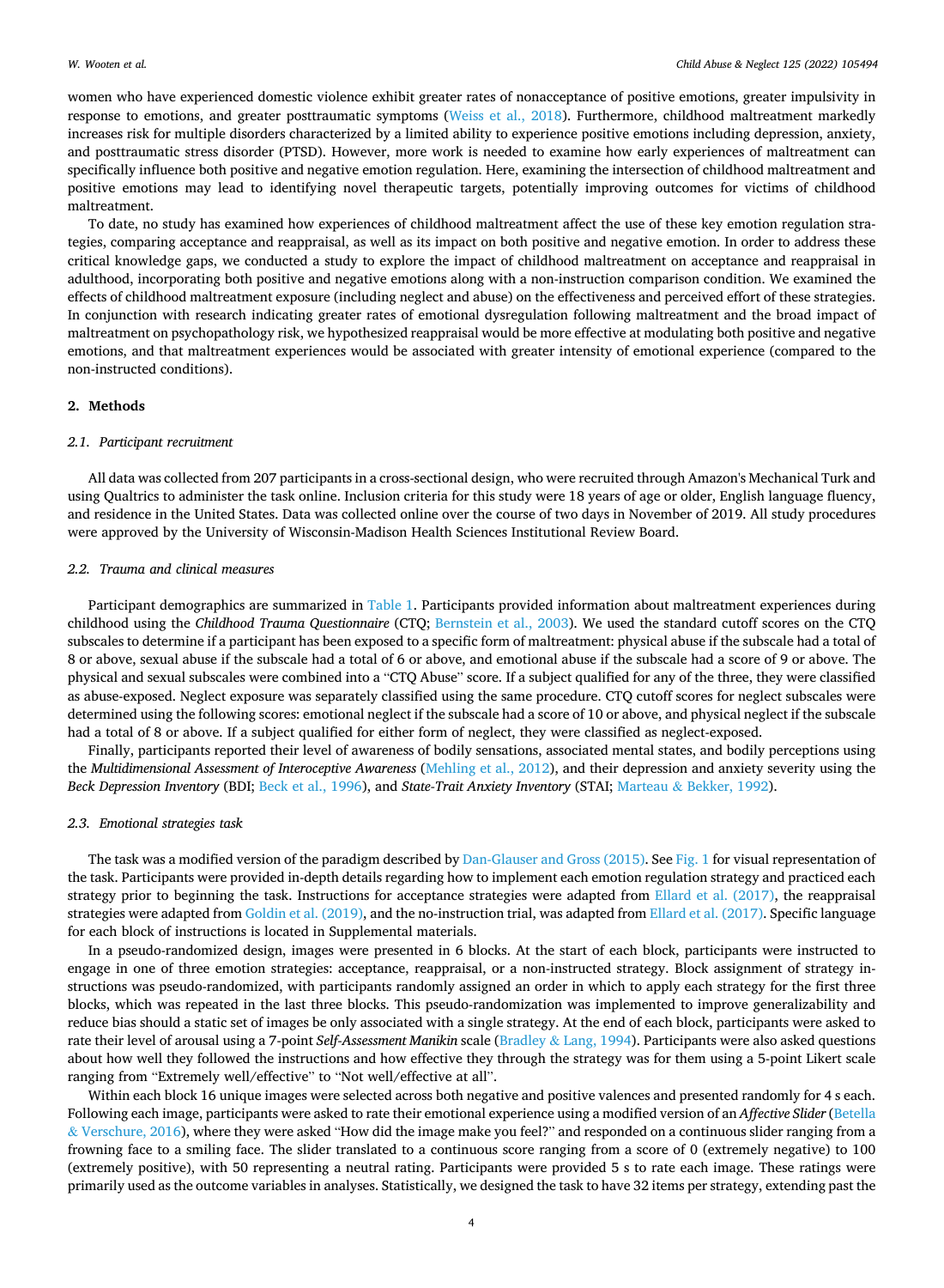women who have experienced domestic violence exhibit greater rates of nonacceptance of positive emotions, greater impulsivity in response to emotions, and greater posttraumatic symptoms (Weiss et al., 2018). Furthermore, childhood maltreatment markedly increases risk for multiple disorders characterized by a limited ability to experience positive emotions including depression, anxiety, and posttraumatic stress disorder (PTSD). However, more work is needed to examine how early experiences of maltreatment can specifically influence both positive and negative emotion regulation. Here, examining the intersection of childhood maltreatment and positive emotions may lead to identifying novel therapeutic targets, potentially improving outcomes for victims of childhood maltreatment.

To date, no study has examined how experiences of childhood maltreatment affect the use of these key emotion regulation strategies, comparing acceptance and reappraisal, as well as its impact on both positive and negative emotion. In order to address these critical knowledge gaps, we conducted a study to explore the impact of childhood maltreatment on acceptance and reappraisal in adulthood, incorporating both positive and negative emotions along with a non-instruction comparison condition. We examined the effects of childhood maltreatment exposure (including neglect and abuse) on the effectiveness and perceived effort of these strategies. In conjunction with research indicating greater rates of emotional dysregulation following maltreatment and the broad impact of maltreatment on psychopathology risk, we hypothesized reappraisal would be more effective at modulating both positive and negative emotions, and that maltreatment experiences would be associated with greater intensity of emotional experience (compared to the non-instructed conditions).

## 2. Methods

### 2.1. Participant recruitment

All data was collected from 207 participants in a cross-sectional design, who were recruited through Amazon's Mechanical Turk and using Qualtrics to administer the task online. Inclusion criteria for this study were 18 years of age or older, English language fluency, and residence in the United States. Data was collected online over the course of two days in November of 2019. All study procedures were approved by the University of Wisconsin-Madison Health Sciences Institutional Review Board.

### 2.2. Trauma and clinical measures

Participant demographics are summarized in Table 1. Participants provided information about maltreatment experiences during childhood using the *Childhood Trauma Questionnaire* (CTQ; Bernstein et al., 2003). We used the standard cutoff scores on the CTQ subscales to determine if a participant has been exposed to a specific form of maltreatment: physical abuse if the subscale had a total of 8 or above, sexual abuse if the subscale had a total of 6 or above, and emotional abuse if the subscale had a score of 9 or above. The physical and sexual subscales were combined into a "CTQ Abuse" score. If a subject qualified for any of the three, they were classified as abuse-exposed. Neglect exposure was separately classified using the same procedure. CTQ cutoff scores for neglect subscales were determined using the following scores: emotional neglect if the subscale had a score of 10 or above, and physical neglect if the subscale had a total of 8 or above. If a subject qualified for either form of neglect, they were classified as neglect-exposed.

Finally, participants reported their level of awareness of bodily sensations, associated mental states, and bodily perceptions using the *Multidimensional Assessment of Interoceptive Awareness* (Mehling et al., 2012), and their depression and anxiety severity using the *Beck Depression Inventory* (BDI; Beck et al., 1996), and *State-Trait Anxiety Inventory* (STAI; Marteau & Bekker, 1992).

### 2.3. Emotional strategies task

The task was a modified version of the paradigm described by Dan-Glauser and Gross (2015). See Fig. 1 for visual representation of the task. Participants were provided in-depth details regarding how to implement each emotion regulation strategy and practiced each strategy prior to beginning the task. Instructions for acceptance strategies were adapted from Ellard et al. (2017), the reappraisal strategies were adapted from Goldin et al. (2019), and the no-instruction trial, was adapted from Ellard et al. (2017). Specific language for each block of instructions is located in Supplemental materials.

In a pseudo-randomized design, images were presented in 6 blocks. At the start of each block, participants were instructed to engage in one of three emotion strategies: acceptance, reappraisal, or a non-instructed strategy. Block assignment of strategy instructions was pseudo-randomized, with participants randomly assigned an order in which to apply each strategy for the first three blocks, which was repeated in the last three blocks. This pseudo-randomization was implemented to improve generalizability and reduce bias should a static set of images be only associated with a single strategy. At the end of each block, participants were asked to rate their level of arousal using a 7-point *Self-Assessment Manikin* scale (Bradley & Lang, 1994). Participants were also asked questions about how well they followed the instructions and how effective they through the strategy was for them using a 5-point Likert scale ranging from "Extremely well/effective" to "Not well/effective at all".

Within each block 16 unique images were selected across both negative and positive valences and presented randomly for 4 s each. Following each image, participants were asked to rate their emotional experience using a modified version of an *Affective Slider* (Betella & Verschure, 2016), where they were asked "How did the image make you feel?" and responded on a continuous slider ranging from a frowning face to a smiling face. The slider translated to a continuous score ranging from a score of 0 (extremely negative) to 100 (extremely positive), with 50 representing a neutral rating. Participants were provided 5 s to rate each image. These ratings were primarily used as the outcome variables in analyses. Statistically, we designed the task to have 32 items per strategy, extending past the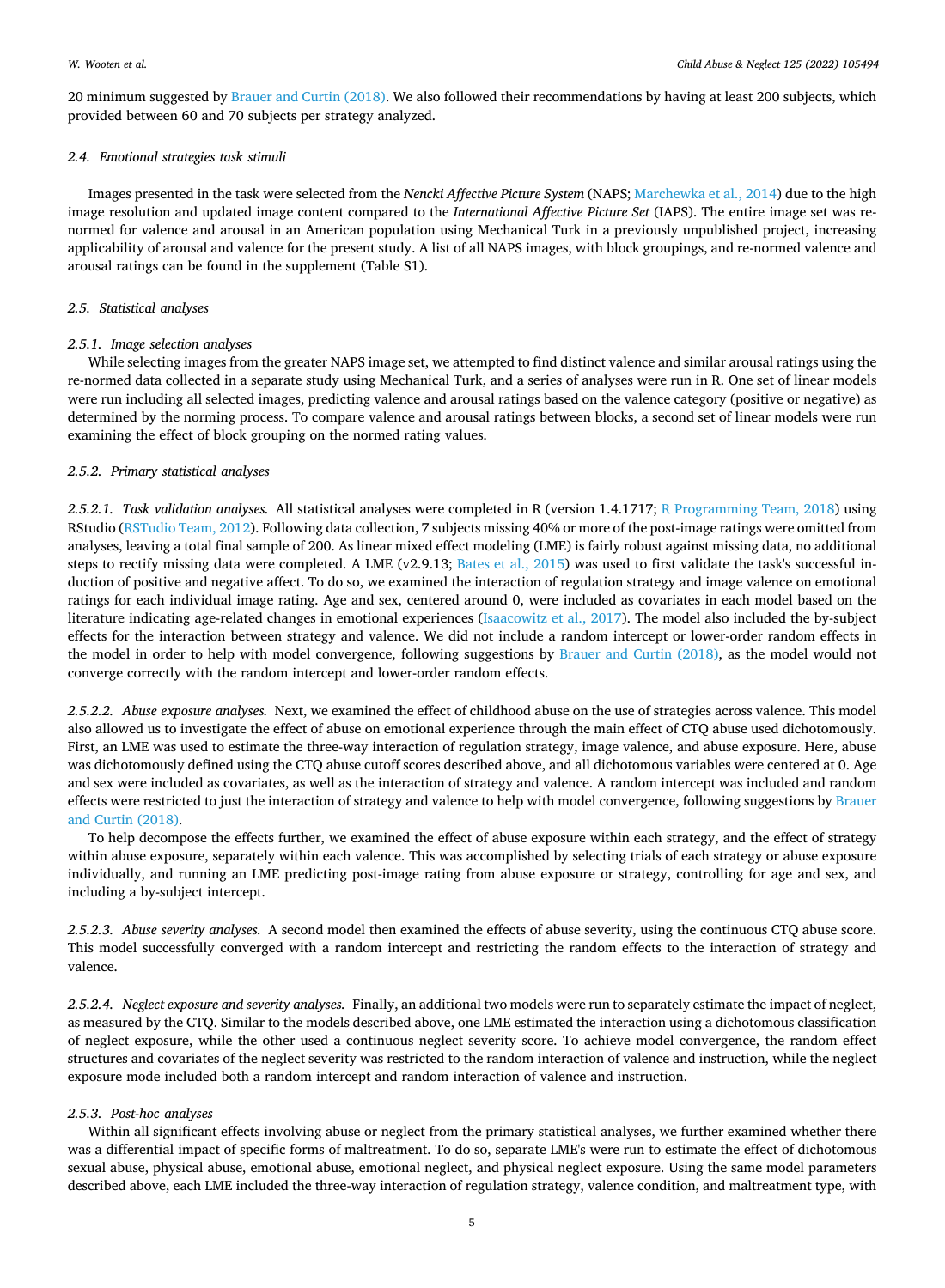20 minimum suggested by Brauer and Curtin (2018). We also followed their recommendations by having at least 200 subjects, which provided between 60 and 70 subjects per strategy analyzed.

### 2.4. Emotional strategies task stimuli

Images presented in the task were selected from the *Nencki Affective Picture System* (NAPS; Marchewka et al., 2014) due to the high image resolution and updated image content compared to the *International Affective Picture Set* (IAPS). The entire image set was re-normed for valence and arousal in an American population using Mechanical Turk in a previously unpublished project, increasing applicability of arousal and valence for the present study. A list of all NAPS images, with block groupings, and re-normed valence and arousal ratings can be found in the supplement (Table S1).

### 2.5. Statistical analyses

#### 2.5.1. Image selection analyses

While selecting images from the greater NAPS image set, we attempted to find distinct valence and similar arousal ratings using the re-normed data collected in a separate study using Mechanical Turk, and a series of analyses were run in R. One set of linear models were run including all selected images, predicting valence and arousal ratings based on the valence category (positive or negative) as determined by the norming process. To compare valence and arousal ratings between blocks, a second set of linear models were run examining the effect of block grouping on the normed rating values.

#### 2.5.2. Primary statistical analyses

*2.5.2.1. Task validation analyses.* All statistical analyses were completed in R (version 1.4.1717; R Programming Team, 2018) using RStudio (RStudio Team, 2012). Following data collection, 7 subjects missing 40% or more of the post-image ratings were omitted from analyses, leaving a total final sample of 200. As linear mixed effect modeling (LME) is fairly robust against missing data, no additional steps to rectify missing data were completed. A LME (v2.9.13; Bates et al., 2015) was used to first validate the task's successful induction of positive and negative affect. To do so, we examined the interaction of regulation strategy and image valence on emotional ratings for each individual image rating. Age and sex, centered around 0, were included as covariates in each model based on the literature indicating age-related changes in emotional experiences (Isaacowitz et al., 2017). The model also included the by-subject effects for the interaction between strategy and valence. We did not include a random intercept or lower-order random effects in the model in order to help with model convergence, following suggestions by Brauer and Curtin (2018), as the model would not converge correctly with the random intercept and lower-order random effects.

*2.5.2.2. Abuse exposure analyses.* Next, we examined the effect of childhood abuse on the use of strategies across valence. This model also allowed us to investigate the effect of abuse on emotional experience through the main effect of CTQ abuse used dichotomously. First, an LME was used to estimate the three-way interaction of regulation strategy, image valence, and abuse exposure. Here, abuse was dichotomously defined using the CTQ abuse cutoff scores described above, and all dichotomous variables were centered at 0. Age and sex were included as covariates, as well as the interaction of strategy and valence. A random intercept was included and random effects were restricted to just the interaction of strategy and valence to help with model convergence, following suggestions by Brauer and Curtin (2018).

To help decompose the effects further, we examined the effect of abuse exposure within each strategy, and the effect of strategy within abuse exposure, separately within each valence. This was accomplished by selecting trials of each strategy or abuse exposure individually, and running an LME predicting post-image rating from abuse exposure or strategy, controlling for age and sex, and including a by-subject intercept.

*2.5.2.3. Abuse severity analyses.* A second model then examined the effects of abuse severity, using the continuous CTQ abuse score. This model successfully converged with a random intercept and restricting the random effects to the interaction of strategy and valence.

*2.5.2.4. Neglect exposure and severity analyses.* Finally, an additional two models were run to separately estimate the impact of neglect, as measured by the CTQ. Similar to the models described above, one LME estimated the interaction using a dichotomous classification of neglect exposure, while the other used a continuous neglect severity score. To achieve model convergence, the random effect structures and covariates of the neglect severity was restricted to the random interaction of valence and instruction, while the neglect exposure mode included both a random intercept and random interaction of valence and instruction.

#### 2.5.3. Post-hoc analyses

Within all significant effects involving abuse or neglect from the primary statistical analyses, we further examined whether there was a differential impact of specific forms of maltreatment. To do so, separate LME's were run to estimate the effect of dichotomous sexual abuse, physical abuse, emotional abuse, emotional neglect, and physical neglect exposure. Using the same model parameters described above, each LME included the three-way interaction of regulation strategy, valence condition, and maltreatment type, with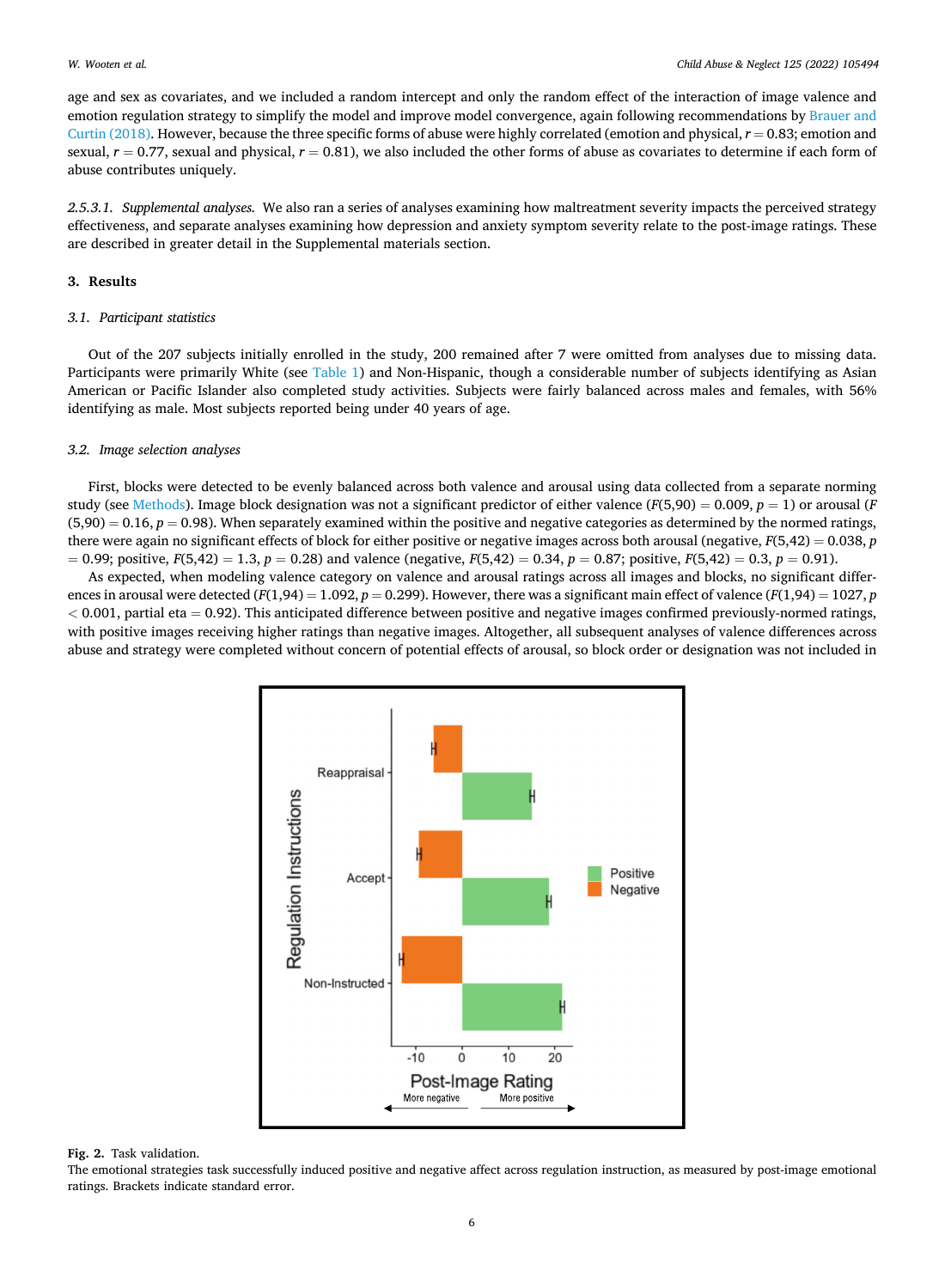age and sex as covariates, and we included a random intercept and only the random effect of the interaction of image valence and emotion regulation strategy to simplify the model and improve model convergence, again following recommendations by Brauer and Curtin (2018). However, because the three specific forms of abuse were highly correlated (emotion and physical, $r = 0.83$; emotion and sexual, $r = 0.77$, sexual and physical, $r = 0.81$), we also included the other forms of abuse as covariates to determine if each form of abuse contributes uniquely.

*2.5.3.1. Supplemental analyses.* We also ran a series of analyses examining how maltreatment severity impacts the perceived strategy effectiveness, and separate analyses examining how depression and anxiety symptom severity relate to the post-image ratings. These are described in greater detail in the Supplemental materials section.

## 3. Results

### 3.1. Participant statistics

Out of the 207 subjects initially enrolled in the study, 200 remained after 7 were omitted from analyses due to missing data. Participants were primarily White (see Table 1) and Non-Hispanic, though a considerable number of subjects identifying as Asian American or Pacific Islander also completed study activities. Subjects were fairly balanced across males and females, with 56% identifying as male. Most subjects reported being under 40 years of age.

### 3.2. Image selection analyses

First, blocks were detected to be evenly balanced across both valence and arousal using data collected from a separate norming study (see Methods). Image block designation was not a significant predictor of either valence ($F(5,90) = 0.009$, $p = 1$) or arousal ($F(5,90) = 0.16$, $p = 0.98$). When separately examined within the positive and negative categories as determined by the normed ratings, there were again no significant effects of block for either positive or negative images across both arousal (negative, $F(5,42) = 0.038$, $p = 0.99$; positive, $F(5,42) = 1.3$, $p = 0.28$) and valence (negative, $F(5,42) = 0.34$, $p = 0.87$; positive, $F(5,42) = 0.3$, $p = 0.91$).

As expected, when modeling valence category on valence and arousal ratings across all images and blocks, no significant differences in arousal were detected ($F(1,94) = 1.092$, $p = 0.299$). However, there was a significant main effect of valence ($F(1,94) = 1027$, $p < 0.001$, partial eta = 0.92). This anticipated difference between positive and negative images confirmed previously-normed ratings, with positive images receiving higher ratings than negative images. Altogether, all subsequent analyses of valence differences across abuse and strategy were completed without concern of potential effects of arousal, so block order or designation was not included in

**Fig. 2.** Task validation.
The emotional strategies task successfully induced positive and negative affect across regulation instruction, as measured by post-image emotional ratings. Brackets indicate standard error.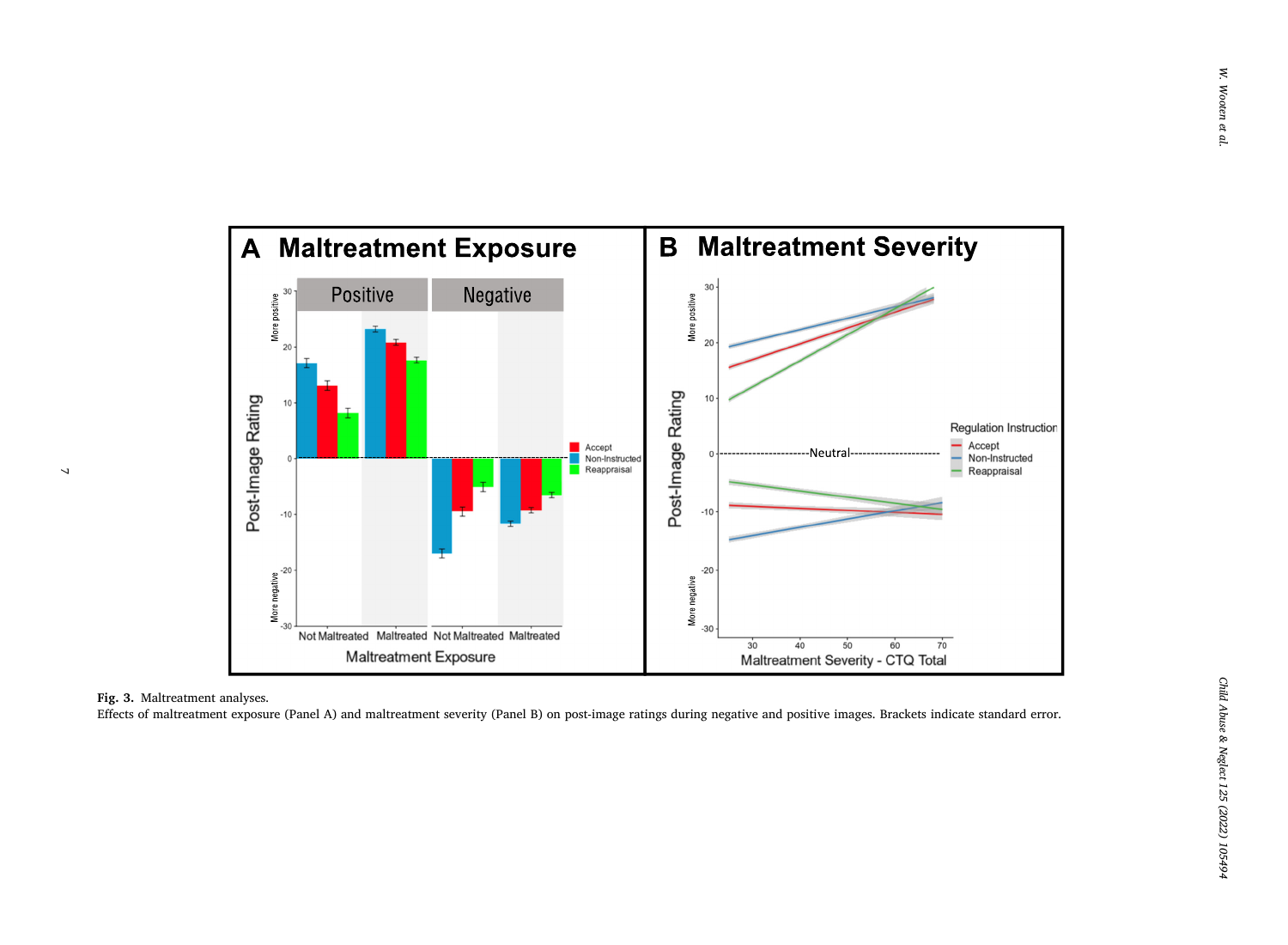**Fig. 3.** Maltreatment analyses.

Effects of maltreatment exposure (Panel A) and maltreatment severity (Panel B) on post-image ratings during negative and positive images. Brackets indicate standard error.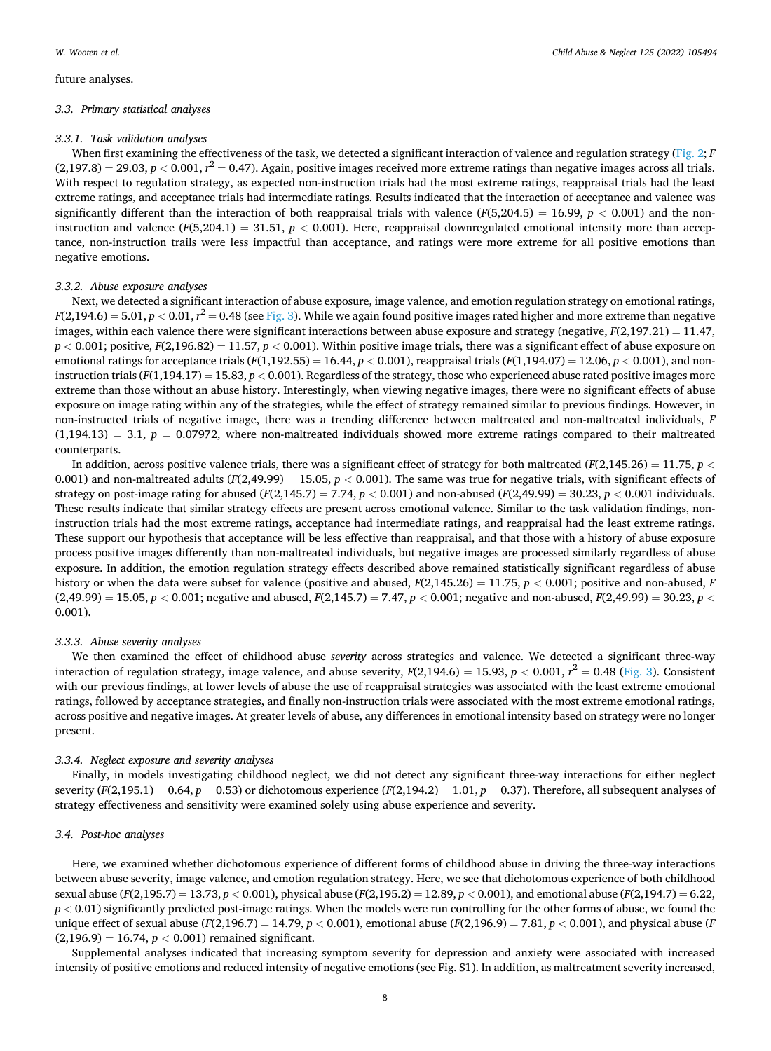future analyses.

### 3.3. Primary statistical analyses

#### 3.3.1. Task validation analyses

When first examining the effectiveness of the task, we detected a significant interaction of valence and regulation strategy (Fig. 2; $F(2,197.8) = 29.03$, $p < 0.001$, $r^2 = 0.47$). Again, positive images received more extreme ratings than negative images across all trials. With respect to regulation strategy, as expected non-instruction trials had the most extreme ratings, reappraisal trials had the least extreme ratings, and acceptance trials had intermediate ratings. Results indicated that the interaction of acceptance and valence was significantly different than the interaction of both reappraisal trials with valence ($F(5,204.5) = 16.99$, $p < 0.001$) and the non-instruction and valence ($F(5,204.1) = 31.51$, $p < 0.001$). Here, reappraisal downregulated emotional intensity more than acceptance, non-instruction trails were less impactful than acceptance, and ratings were more extreme for all positive emotions than negative emotions.

#### 3.3.2. Abuse exposure analyses

Next, we detected a significant interaction of abuse exposure, image valence, and emotion regulation strategy on emotional ratings, $F(2,194.6) = 5.01$, $p < 0.01$, $r^2 = 0.48$ (see Fig. 3). While we again found positive images rated higher and more extreme than negative images, within each valence there were significant interactions between abuse exposure and strategy (negative, $F(2,197.21) = 11.47$, $p < 0.001$; positive, $F(2,196.82) = 11.57$, $p < 0.001$). Within positive image trials, there was a significant effect of abuse exposure on emotional ratings for acceptance trials ($F(1,192.55) = 16.44$, $p < 0.001$), reappraisal trials ($F(1,194.07) = 12.06$, $p < 0.001$), and non-instruction trials ($F(1,194.17) = 15.83$, $p < 0.001$). Regardless of the strategy, those who experienced abuse rated positive images more extreme than those without an abuse history. Interestingly, when viewing negative images, there were no significant effects of abuse exposure on image rating within any of the strategies, while the effect of strategy remained similar to previous findings. However, in non-instructed trials of negative image, there was a trending difference between maltreated and non-maltreated individuals, $F(1,194.13) = 3.1$, $p = 0.07972$, where non-maltreated individuals showed more extreme ratings compared to their maltreated counterparts.

In addition, across positive valence trials, there was a significant effect of strategy for both maltreated ($F(2,145.26) = 11.75$, $p < 0.001$) and non-maltreated adults ($F(2,49.99) = 15.05$, $p < 0.001$). The same was true for negative trials, with significant effects of strategy on post-image rating for abused ($F(2,145.7) = 7.74$, $p < 0.001$) and non-abused ($F(2,49.99) = 30.23$, $p < 0.001$ individuals. These results indicate that similar strategy effects are present across emotional valence. Similar to the task validation findings, non-instruction trials had the most extreme ratings, acceptance had intermediate ratings, and reappraisal had the least extreme ratings. These support our hypothesis that acceptance will be less effective than reappraisal, and that those with a history of abuse exposure process positive images differently than non-maltreated individuals, but negative images are processed similarly regardless of abuse exposure. In addition, the emotion regulation strategy effects described above remained statistically significant regardless of abuse history or when the data were subset for valence (positive and abused, $F(2,145.26) = 11.75$, $p < 0.001$; positive and non-abused, $F(2,49.99) = 15.05$, $p < 0.001$; negative and abused, $F(2,145.7) = 7.47$, $p < 0.001$; negative and non-abused, $F(2,49.99) = 30.23$, $p < 0.001$).

#### 3.3.3. Abuse severity analyses

We then examined the effect of childhood abuse *severity* across strategies and valence. We detected a significant three-way interaction of regulation strategy, image valence, and abuse severity, $F(2,194.6) = 15.93$, $p < 0.001$, $r^2 = 0.48$ (Fig. 3). Consistent with our previous findings, at lower levels of abuse the use of reappraisal strategies was associated with the least extreme emotional ratings, followed by acceptance strategies, and finally non-instruction trials were associated with the most extreme emotional ratings, across positive and negative images. At greater levels of abuse, any differences in emotional intensity based on strategy were no longer present.

#### 3.3.4. Neglect exposure and severity analyses

Finally, in models investigating childhood neglect, we did not detect any significant three-way interactions for either neglect severity ($F(2,195.1) = 0.64$, $p = 0.53$) or dichotomous experience ($F(2,194.2) = 1.01$, $p = 0.37$). Therefore, all subsequent analyses of strategy effectiveness and sensitivity were examined solely using abuse experience and severity.

### 3.4. Post-hoc analyses

Here, we examined whether dichotomous experience of different forms of childhood abuse in driving the three-way interactions between abuse severity, image valence, and emotion regulation strategy. Here, we see that dichotomous experience of both childhood sexual abuse ($F(2,195.7) = 13.73$, $p < 0.001$), physical abuse ($F(2,195.2) = 12.89$, $p < 0.001$), and emotional abuse ($F(2,194.7) = 6.22$, $p < 0.01$) significantly predicted post-image ratings. When the models were run controlling for the other forms of abuse, we found the unique effect of sexual abuse ($F(2,196.7) = 14.79$, $p < 0.001$), emotional abuse ($F(2,196.9) = 7.81$, $p < 0.001$), and physical abuse ($F(2,196.9) = 16.74$, $p < 0.001$) remained significant.

Supplemental analyses indicated that increasing symptom severity for depression and anxiety were associated with increased intensity of positive emotions and reduced intensity of negative emotions (see Fig. S1). In addition, as maltreatment severity increased,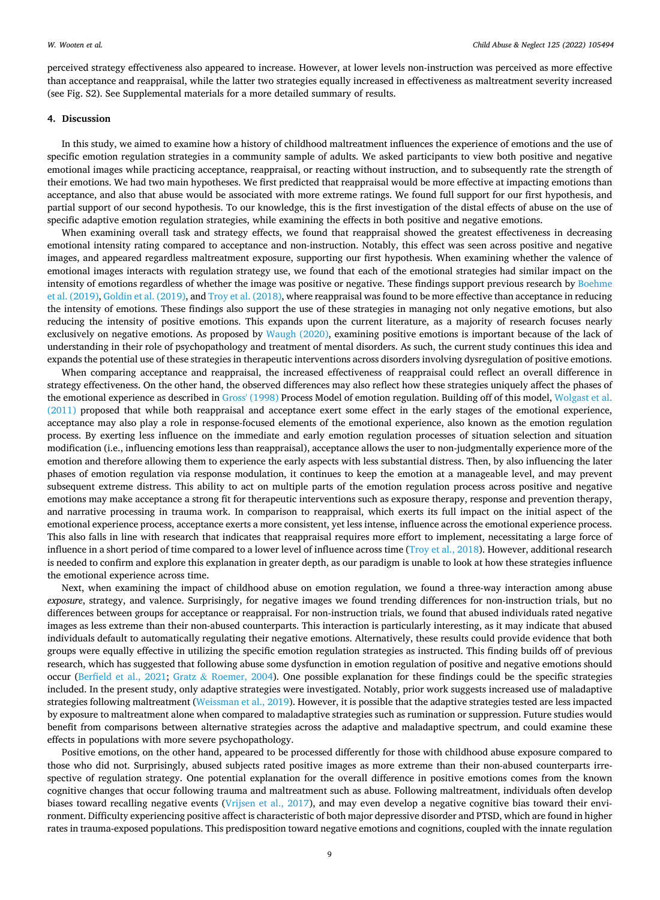perceived strategy effectiveness also appeared to increase. However, at lower levels non-instruction was perceived as more effective than acceptance and reappraisal, while the latter two strategies equally increased in effectiveness as maltreatment severity increased (see Fig. S2). See Supplemental materials for a more detailed summary of results.

## 4. Discussion

In this study, we aimed to examine how a history of childhood maltreatment influences the experience of emotions and the use of specific emotion regulation strategies in a community sample of adults. We asked participants to view both positive and negative emotional images while practicing acceptance, reappraisal, or reacting without instruction, and to subsequently rate the strength of their emotions. We had two main hypotheses. We first predicted that reappraisal would be more effective at impacting emotions than acceptance, and also that abuse would be associated with more extreme ratings. We found full support for our first hypothesis, and partial support of our second hypothesis. To our knowledge, this is the first investigation of the distal effects of abuse on the use of specific adaptive emotion regulation strategies, while examining the effects in both positive and negative emotions.

When examining overall task and strategy effects, we found that reappraisal showed the greatest effectiveness in decreasing emotional intensity rating compared to acceptance and non-instruction. Notably, this effect was seen across positive and negative images, and appeared regardless maltreatment exposure, supporting our first hypothesis. When examining whether the valence of emotional images interacts with regulation strategy use, we found that each of the emotional strategies had similar impact on the intensity of emotions regardless of whether the image was positive or negative. These findings support previous research by Boehme et al. (2019), Goldin et al. (2019), and Troy et al. (2018), where reappraisal was found to be more effective than acceptance in reducing the intensity of emotions. These findings also support the use of these strategies in managing not only negative emotions, but also reducing the intensity of positive emotions. This expands upon the current literature, as a majority of research focuses nearly exclusively on negative emotions. As proposed by Waugh (2020), examining positive emotions is important because of the lack of understanding in their role of psychopathology and treatment of mental disorders. As such, the current study continues this idea and expands the potential use of these strategies in therapeutic interventions across disorders involving dysregulation of positive emotions.

When comparing acceptance and reappraisal, the increased effectiveness of reappraisal could reflect an overall difference in strategy effectiveness. On the other hand, the observed differences may also reflect how these strategies uniquely affect the phases of the emotional experience as described in Gross' (1998) Process Model of emotion regulation. Building off of this model, Wolgast et al. (2011) proposed that while both reappraisal and acceptance exert some effect in the early stages of the emotional experience, acceptance may also play a role in response-focused elements of the emotional experience, also known as the emotion regulation process. By exerting less influence on the immediate and early emotion regulation processes of situation selection and situation modification (i.e., influencing emotions less than reappraisal), acceptance allows the user to non-judgmentally experience more of the emotion and therefore allowing them to experience the early aspects with less substantial distress. Then, by also influencing the later phases of emotion regulation via response modulation, it continues to keep the emotion at a manageable level, and may prevent subsequent extreme distress. This ability to act on multiple parts of the emotion regulation process across positive and negative emotions may make acceptance a strong fit for therapeutic interventions such as exposure therapy, response and prevention therapy, and narrative processing in trauma work. In comparison to reappraisal, which exerts its full impact on the initial aspect of the emotional experience process, acceptance exerts a more consistent, yet less intense, influence across the emotional experience process. This also falls in line with research that indicates that reappraisal requires more effort to implement, necessitating a large force of influence in a short period of time compared to a lower level of influence across time (Troy et al., 2018). However, additional research is needed to confirm and explore this explanation in greater depth, as our paradigm is unable to look at how these strategies influence the emotional experience across time.

Next, when examining the impact of childhood abuse on emotion regulation, we found a three-way interaction among abuse *exposure*, strategy, and valence. Surprisingly, for negative images we found trending differences for non-instruction trials, but no differences between groups for acceptance or reappraisal. For non-instruction trials, we found that abused individuals rated negative images as less extreme than their non-abused counterparts. This interaction is particularly interesting, as it may indicate that abused individuals default to automatically regulating their negative emotions. Alternatively, these results could provide evidence that both groups were equally effective in utilizing the specific emotion regulation strategies as instructed. This finding builds off of previous research, which has suggested that following abuse some dysfunction in emotion regulation of positive and negative emotions should occur (Berfield et al., 2021; Gratz & Roemer, 2004). One possible explanation for these findings could be the specific strategies included. In the present study, only adaptive strategies were investigated. Notably, prior work suggests increased use of maladaptive strategies following maltreatment (Weissman et al., 2019). However, it is possible that the adaptive strategies tested are less impacted by exposure to maltreatment alone when compared to maladaptive strategies such as rumination or suppression. Future studies would benefit from comparisons between alternative strategies across the adaptive and maladaptive spectrum, and could examine these effects in populations with more severe psychopathology.

Positive emotions, on the other hand, appeared to be processed differently for those with childhood abuse exposure compared to those who did not. Surprisingly, abused subjects rated positive images as more extreme than their non-abused counterparts irrespective of regulation strategy. One potential explanation for the overall difference in positive emotions comes from the known cognitive changes that occur following trauma and maltreatment such as abuse. Following maltreatment, individuals often develop biases toward recalling negative events (Vrijsen et al., 2017), and may even develop a negative cognitive bias toward their environment. Difficulty experiencing positive affect is characteristic of both major depressive disorder and PTSD, which are found in higher rates in trauma-exposed populations. This predisposition toward negative emotions and cognitions, coupled with the innate regulation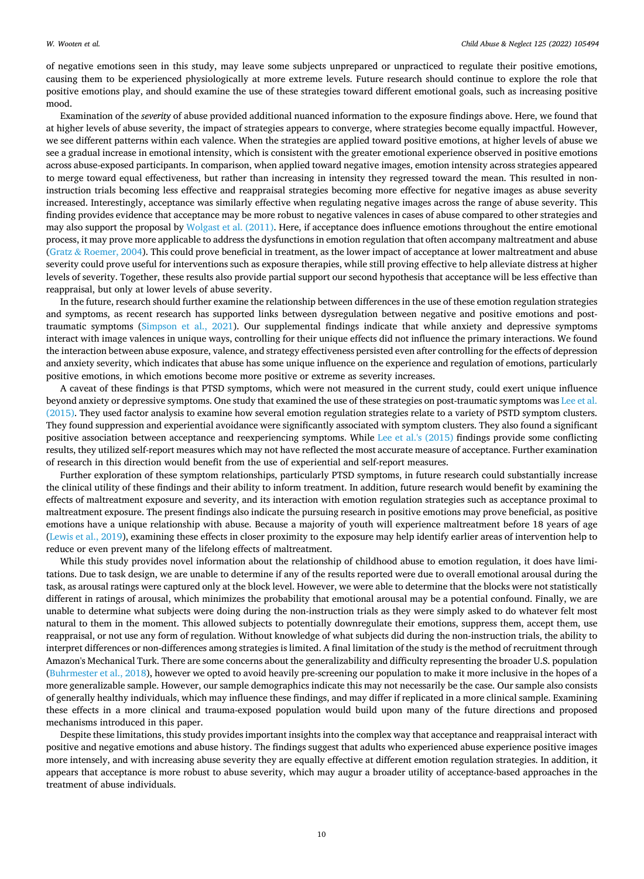of negative emotions seen in this study, may leave some subjects unprepared or unpracticed to regulate their positive emotions, causing them to be experienced physiologically at more extreme levels. Future research should continue to explore the role that positive emotions play, and should examine the use of these strategies toward different emotional goals, such as increasing positive mood.

Examination of the *severity* of abuse provided additional nuanced information to the exposure findings above. Here, we found that at higher levels of abuse severity, the impact of strategies appears to converge, where strategies become equally impactful. However, we see different patterns within each valence. When the strategies are applied toward positive emotions, at higher levels of abuse we see a gradual increase in emotional intensity, which is consistent with the greater emotional experience observed in positive emotions across abuse-exposed participants. In comparison, when applied toward negative images, emotion intensity across strategies appeared to merge toward equal effectiveness, but rather than increasing in intensity they regressed toward the mean. This resulted in non-instruction trials becoming less effective and reappraisal strategies becoming more effective for negative images as abuse severity increased. Interestingly, acceptance was similarly effective when regulating negative images across the range of abuse severity. This finding provides evidence that acceptance may be more robust to negative valences in cases of abuse compared to other strategies and may also support the proposal by Wolgast et al. (2011). Here, if acceptance does influence emotions throughout the entire emotional process, it may prove more applicable to address the dysfunctions in emotion regulation that often accompany maltreatment and abuse (Gratz & Roemer, 2004). This could prove beneficial in treatment, as the lower impact of acceptance at lower maltreatment and abuse severity could prove useful for interventions such as exposure therapies, while still proving effective to help alleviate distress at higher levels of severity. Together, these results also provide partial support our second hypothesis that acceptance will be less effective than reappraisal, but only at lower levels of abuse severity.

In the future, research should further examine the relationship between differences in the use of these emotion regulation strategies and symptoms, as recent research has supported links between dysregulation between negative and positive emotions and post-traumatic symptoms (Simpson et al., 2021). Our supplemental findings indicate that while anxiety and depressive symptoms interact with image valences in unique ways, controlling for their unique effects did not influence the primary interactions. We found the interaction between abuse exposure, valence, and strategy effectiveness persisted even after controlling for the effects of depression and anxiety severity, which indicates that abuse has some unique influence on the experience and regulation of emotions, particularly positive emotions, in which emotions become more positive or extreme as severity increases.

A caveat of these findings is that PTSD symptoms, which were not measured in the current study, could exert unique influence beyond anxiety or depressive symptoms. One study that examined the use of these strategies on post-traumatic symptoms was Lee et al. (2015). They used factor analysis to examine how several emotion regulation strategies relate to a variety of PSTD symptom clusters. They found suppression and experiential avoidance were significantly associated with symptom clusters. They also found a significant positive association between acceptance and reexperiencing symptoms. While Lee et al.'s (2015) findings provide some conflicting results, they utilized self-report measures which may not have reflected the most accurate measure of acceptance. Further examination of research in this direction would benefit from the use of experiential and self-report measures.

Further exploration of these symptom relationships, particularly PTSD symptoms, in future research could substantially increase the clinical utility of these findings and their ability to inform treatment. In addition, future research would benefit by examining the effects of maltreatment exposure and severity, and its interaction with emotion regulation strategies such as acceptance proximal to maltreatment exposure. The present findings also indicate the pursuing research in positive emotions may prove beneficial, as positive emotions have a unique relationship with abuse. Because a majority of youth will experience maltreatment before 18 years of age (Lewis et al., 2019), examining these effects in closer proximity to the exposure may help identify earlier areas of intervention help to reduce or even prevent many of the lifelong effects of maltreatment.

While this study provides novel information about the relationship of childhood abuse to emotion regulation, it does have limitations. Due to task design, we are unable to determine if any of the results reported were due to overall emotional arousal during the task, as arousal ratings were captured only at the block level. However, we were able to determine that the blocks were not statistically different in ratings of arousal, which minimizes the probability that emotional arousal may be a potential confound. Finally, we are unable to determine what subjects were doing during the non-instruction trials as they were simply asked to do whatever felt most natural to them in the moment. This allowed subjects to potentially downregulate their emotions, suppress them, accept them, use reappraisal, or not use any form of regulation. Without knowledge of what subjects did during the non-instruction trials, the ability to interpret differences or non-differences among strategies is limited. A final limitation of the study is the method of recruitment through Amazon's Mechanical Turk. There are some concerns about the generalizability and difficulty representing the broader U.S. population (Buhrmester et al., 2018), however we opted to avoid heavily pre-screening our population to make it more inclusive in the hopes of a more generalizable sample. However, our sample demographics indicate this may not necessarily be the case. Our sample also consists of generally healthy individuals, which may influence these findings, and may differ if replicated in a more clinical sample. Examining these effects in a more clinical and trauma-exposed population would build upon many of the future directions and proposed mechanisms introduced in this paper.

Despite these limitations, this study provides important insights into the complex way that acceptance and reappraisal interact with positive and negative emotions and abuse history. The findings suggest that adults who experienced abuse experience positive images more intensely, and with increasing abuse severity they are equally effective at different emotion regulation strategies. In addition, it appears that acceptance is more robust to abuse severity, which may augur a broader utility of acceptance-based approaches in the treatment of abuse individuals.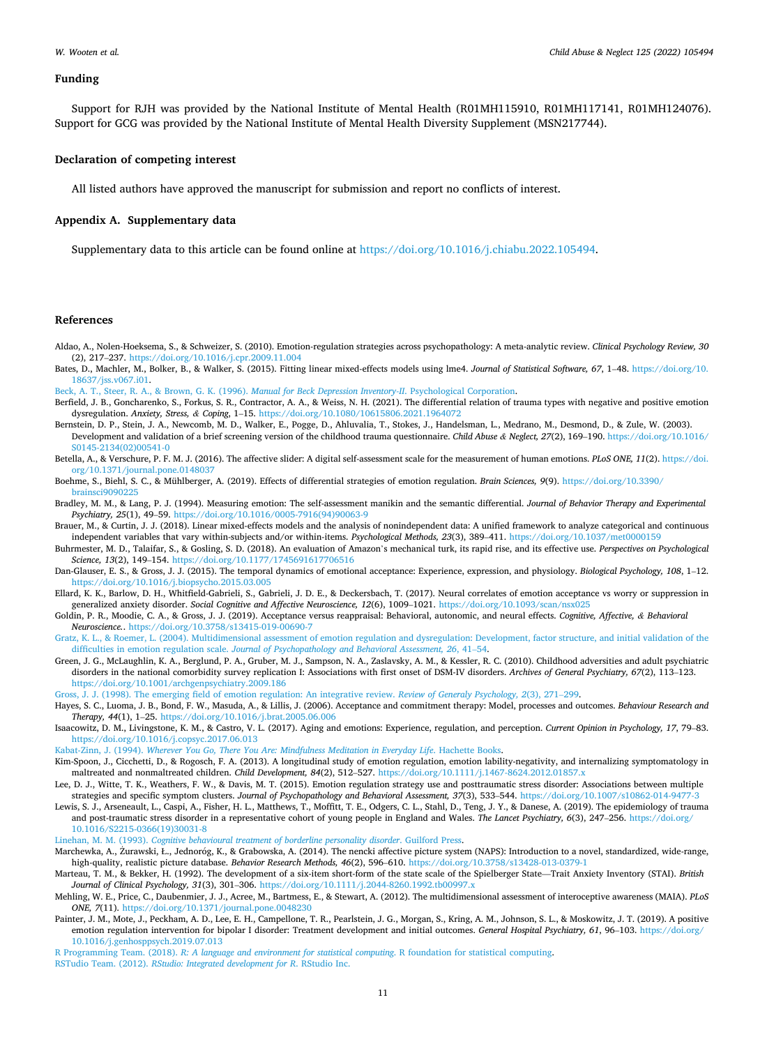## Funding

Support for RJH was provided by the National Institute of Mental Health (R01MH115910, R01MH117141, R01MH124076). Support for GCG was provided by the National Institute of Mental Health Diversity Supplement (MSN217744).

## Declaration of competing interest

All listed authors have approved the manuscript for submission and report no conflicts of interest.

## Appendix A. Supplementary data

Supplementary data to this article can be found online at https://doi.org/10.1016/j.chiabu.2022.105494.

## References

Aldao, A., Nolen-Hoeksema, S., & Schweizer, S. (2010). Emotion-regulation strategies across psychopathology: A meta-analytic review. *Clinical Psychology Review, 30* (2), 217–237. https://doi.org/10.1016/j.cpr.2009.11.004

Bates, D., Machler, M., Bolker, B., & Walker, S. (2015). Fitting linear mixed-effects models using lme4. *Journal of Statistical Software, 67*, 1–48. https://doi.org/10.18637/jss.v067.i01.

Beck, A. T., Steer, R. A., & Brown, G. K. (1996). *Manual for Beck Depression Inventory-II*. Psychological Corporation.

Berfield, J. B., Goncharenko, S., Forkus, S. R., Contractor, A. A., & Weiss, N. H. (2021). The differential relation of trauma types with negative and positive emotion dysregulation. *Anxiety, Stress, & Coping*, 1–15. https://doi.org/10.1080/10615806.2021.1964072

Bernstein, D. P., Stein, J. A., Newcomb, M. D., Walker, E., Pogge, D., Ahluvalia, T., Stokes, J., Handelsman, L., Medrano, M., Desmond, D., & Zule, W. (2003). Development and validation of a brief screening version of the childhood trauma questionnaire. *Child Abuse & Neglect, 27*(2), 169–190. https://doi.org/10.1016/S0145-2134(02)00541-0

Betella, A., & Verschure, P. F. M. J. (2016). The affective slider: A digital self-assessment scale for the measurement of human emotions. *PLoS ONE, 11*(2). https://doi.org/10.1371/journal.pone.0148037

Boehme, S., Biehl, S. C., & Mühlberger, A. (2019). Effects of differential strategies of emotion regulation. *Brain Sciences, 9*(9). https://doi.org/10.3390/brainsci9090225

Bradley, M. M., & Lang, P. J. (1994). Measuring emotion: The self-assessment manikin and the semantic differential. *Journal of Behavior Therapy and Experimental Psychiatry, 25*(1), 49–59. https://doi.org/10.1016/0005-7916(94)90063-9

Brauer, M., & Curtin, J. J. (2018). Linear mixed-effects models and the analysis of nonindependent data: A unified framework to analyze categorical and continuous independent variables that vary within-subjects and/or within-items. *Psychological Methods, 23*(3), 389–411. https://doi.org/10.1037/met0000159

Buhrmester, M. D., Talaifar, S., & Gosling, S. D. (2018). An evaluation of Amazon's mechanical turk, its rapid rise, and its effective use. *Perspectives on Psychological Science, 13*(2), 149–154. https://doi.org/10.1177/1745691617706516

Dan-Glauser, E. S., & Gross, J. J. (2015). The temporal dynamics of emotional acceptance: Experience, expression, and physiology. *Biological Psychology, 108*, 1–12. https://doi.org/10.1016/j.biopsycho.2015.03.005

Ellard, K. K., Barlow, D. H., Whitfield-Gabrieli, S., Gabrieli, J. D. E., & Deckersbach, T. (2017). Neural correlates of emotion acceptance vs worry or suppression in generalized anxiety disorder. *Social Cognitive and Affective Neuroscience, 12*(6), 1009–1021. https://doi.org/10.1093/scan/nsx025

Goldin, P. R., Moodie, C. A., & Gross, J. J. (2019). Acceptance versus reappraisal: Behavioral, autonomic, and neural effects. *Cognitive, Affective, & Behavioral Neuroscience.*. https://doi.org/10.3758/s13415-019-00690-7

Gratz, K. L., & Roemer, L. (2004). Multidimensional assessment of emotion regulation and dysregulation: Development, factor structure, and initial validation of the difficulties in emotion regulation scale. *Journal of Psychopathology and Behavioral Assessment, 26*, 41–54.

Green, J. G., McLaughlin, K. A., Berglund, P. A., Gruber, M. J., Sampson, N. A., Zaslavsky, A. M., & Kessler, R. C. (2010). Childhood adversities and adult psychiatric disorders in the national comorbidity survey replication I: Associations with first onset of DSM-IV disorders. *Archives of General Psychiatry, 67*(2), 113–123. https://doi.org/10.1001/archgenpsychiatry.2009.186

Gross, J. J. (1998). The emerging field of emotion regulation: An integrative review. *Review of Generaly Psychology, 2*(3), 271–299.

Hayes, S. C., Luoma, J. B., Bond, F. W., Masuda, A., & Lillis, J. (2006). Acceptance and commitment therapy: Model, processes and outcomes. *Behaviour Research and Therapy, 44*(1), 1–25. https://doi.org/10.1016/j.brat.2005.06.006

Isaacowitz, D. M., Livingstone, K. M., & Castro, V. L. (2017). Aging and emotions: Experience, regulation, and perception. *Current Opinion in Psychology, 17*, 79–83. https://doi.org/10.1016/j.copsyc.2017.06.013

Kabat-Zinn, J. (1994). *Wherever You Go, There You Are: Mindfulness Meditation in Everyday Life*. Hachette Books.

Kim-Spoon, J., Cicchetti, D., & Rogosch, F. A. (2013). A longitudinal study of emotion regulation, emotion lability-negativity, and internalizing symptomatology in maltreated and nonmaltreated children. *Child Development, 84*(2), 512–527. https://doi.org/10.1111/j.1467-8624.2012.01857.x

Lee, D. J., Witte, T. K., Weathers, F. W., & Davis, M. T. (2015). Emotion regulation strategy use and posttraumatic stress disorder: Associations between multiple strategies and specific symptom clusters. *Journal of Psychopathology and Behavioral Assessment, 37*(3), 533–544. https://doi.org/10.1007/s10862-014-9477-3

Lewis, S. J., Arseneault, L., Caspi, A., Fisher, H. L., Matthews, T., Moffitt, T. E., Odgers, C. L., Stahl, D., Teng, J. Y., & Danese, A. (2019). The epidemiology of trauma and post-traumatic stress disorder in a representative cohort of young people in England and Wales. *The Lancet Psychiatry, 6*(3), 247–256. https://doi.org/10.1016/S2215-0366(19)30031-8

Linehan, M. M. (1993). *Cognitive behavioural treatment of borderline personality disorder*. Guilford Press.

Marchewka, A., Żurawski, Ł., Jednoróg, K., & Grabowska, A. (2014). The nencki affective picture system (NAPS): Introduction to a novel, standardized, wide-range, high-quality, realistic picture database. *Behavior Research Methods, 46*(2), 596–610. https://doi.org/10.3758/s13428-013-0379-1

Marteau, T. M., & Bekker, H. (1992). The development of a six-item short-form of the state scale of the Spielberger State—Trait Anxiety Inventory (STAI). *British Journal of Clinical Psychology, 31*(3), 301–306. https://doi.org/10.1111/j.2044-8260.1992.tb00997.x

Mehling, W. E., Price, C., Daubenmier, J. J., Acree, M., Bartmess, E., & Stewart, A. (2012). The multidimensional assessment of interoceptive awareness (MAIA). *PLoS ONE, 7*(11). https://doi.org/10.1371/journal.pone.0048230

Painter, J. M., Mote, J., Peckham, A. D., Lee, E. H., Campellone, T. R., Pearlstein, J. G., Morgan, S., Kring, A. M., Johnson, S. L., & Moskowitz, J. T. (2019). A positive emotion regulation intervention for bipolar I disorder: Treatment development and initial outcomes. *General Hospital Psychiatry, 61*, 96–103. https://doi.org/10.1016/j.genhosppsych.2019.07.013

R Programming Team. (2018). *R: A language and environment for statistical computing*. R foundation for statistical computing.

RSTudio Team. (2012). *RStudio: Integrated development for R*. RStudio Inc.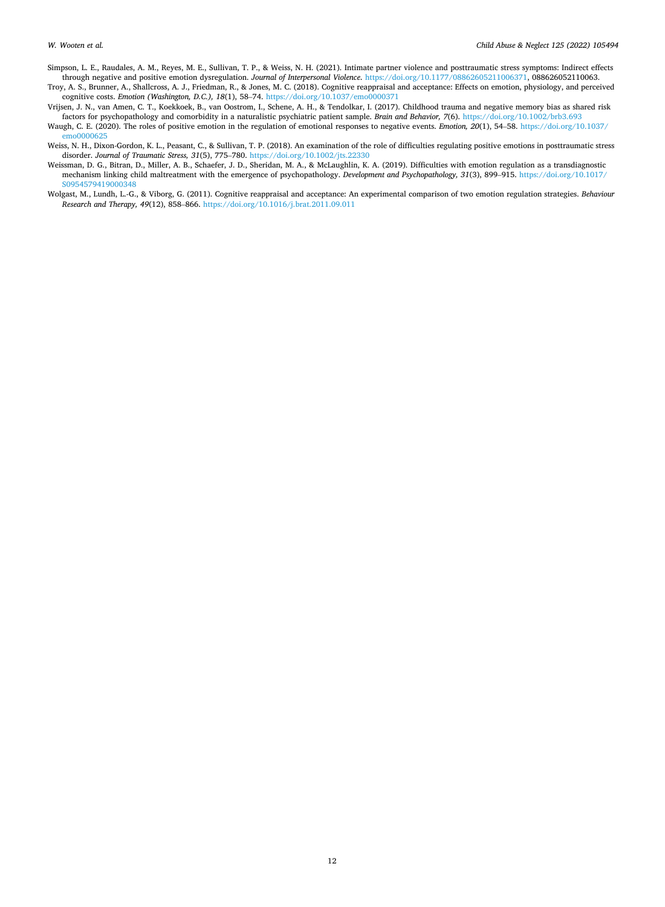Simpson, L. E., Raudales, A. M., Reyes, M. E., Sullivan, T. P., & Weiss, N. H. (2021). Intimate partner violence and posttraumatic stress symptoms: Indirect effects through negative and positive emotion dysregulation. *Journal of Interpersonal Violence*. https://doi.org/10.1177/08862605211006371, 088626052110063.

Troy, A. S., Brunner, A., Shallcross, A. J., Friedman, R., & Jones, M. C. (2018). Cognitive reappraisal and acceptance: Effects on emotion, physiology, and perceived cognitive costs. *Emotion (Washington, D.C.), 18*(1), 58–74. https://doi.org/10.1037/emo0000371

Vrijsen, J. N., van Amen, C. T., Koekkoek, B., van Oostrom, I., Schene, A. H., & Tendolkar, I. (2017). Childhood trauma and negative memory bias as shared risk factors for psychopathology and comorbidity in a naturalistic psychiatric patient sample. *Brain and Behavior, 7*(6). https://doi.org/10.1002/brb3.693

Waugh, C. E. (2020). The roles of positive emotion in the regulation of emotional responses to negative events. *Emotion, 20*(1), 54–58. https://doi.org/10.1037/emo0000625

Weiss, N. H., Dixon-Gordon, K. L., Peasant, C., & Sullivan, T. P. (2018). An examination of the role of difficulties regulating positive emotions in posttraumatic stress disorder. *Journal of Traumatic Stress, 31*(5), 775–780. https://doi.org/10.1002/jts.22330

Weissman, D. G., Bitran, D., Miller, A. B., Schaefer, J. D., Sheridan, M. A., & McLaughlin, K. A. (2019). Difficulties with emotion regulation as a transdiagnostic mechanism linking child maltreatment with the emergence of psychopathology. *Development and Psychopathology, 31*(3), 899–915. https://doi.org/10.1017/S0954579419000348

Wolgast, M., Lundh, L.-G., & Viborg, G. (2011). Cognitive reappraisal and acceptance: An experimental comparison of two emotion regulation strategies. *Behaviour Research and Therapy, 49*(12), 858–866. https://doi.org/10.1016/j.brat.2011.09.011